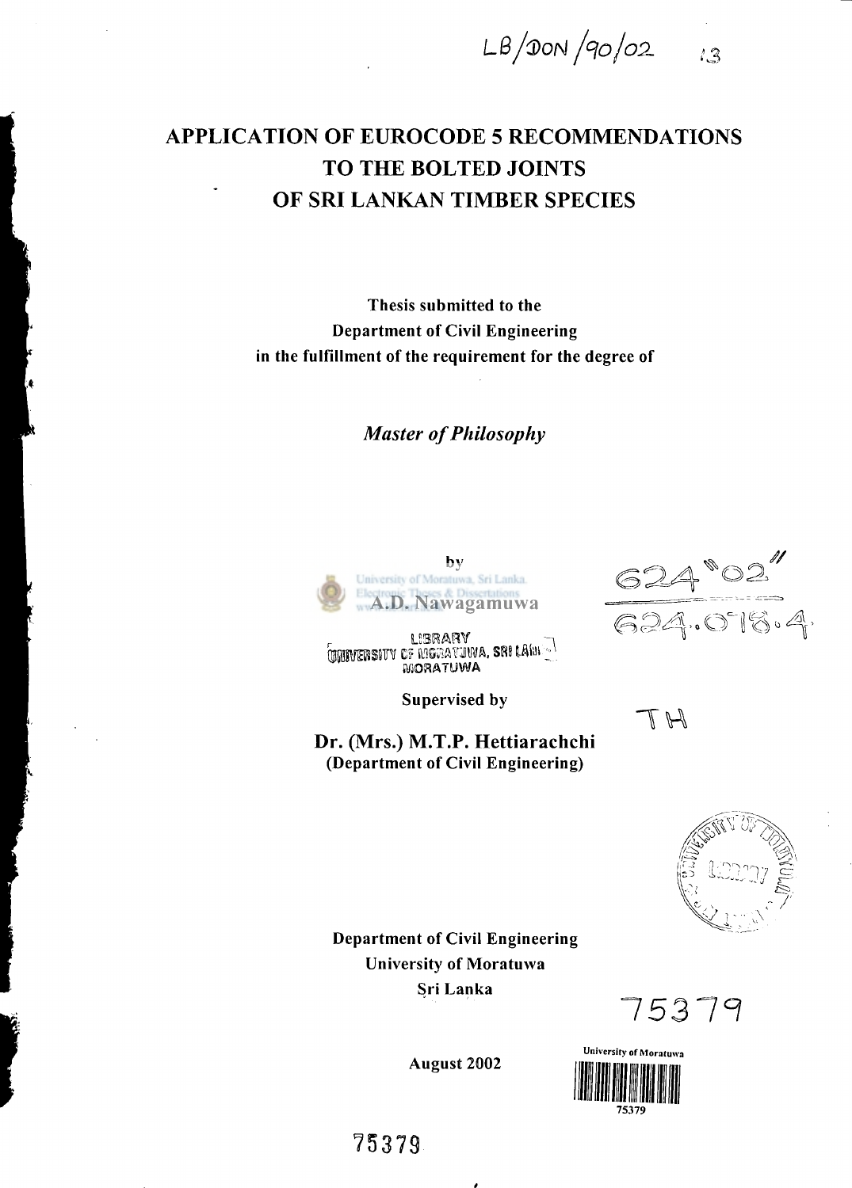LB/DON/90/02

# APPLICATION OF EUROCODE 5 RECOMMENDATIONS TO THE BOLTED JOINTS OF SRI LANKAN TIMBER SPECIES

**Thesis submitted to the Department of Civil Engineering in the fulfillment of the requirement for the degree of**

***Master of Philosophy***

by

**A.D. Nawagamuwa**

LIBRARY
UNIVERSITY OF MORATUWA, SRI LANKA
MORATUWA

624 "02"
624.078.4

**Supervised by**

TH

**Dr. (Mrs.) M.T.P. Hettiarachchi**
**(Department of Civil Engineering)**

**Department of Civil Engineering**
**University of Moratuwa**
**Sri Lanka**

75379

**August 2002**

University of Moratuwa
75379

75379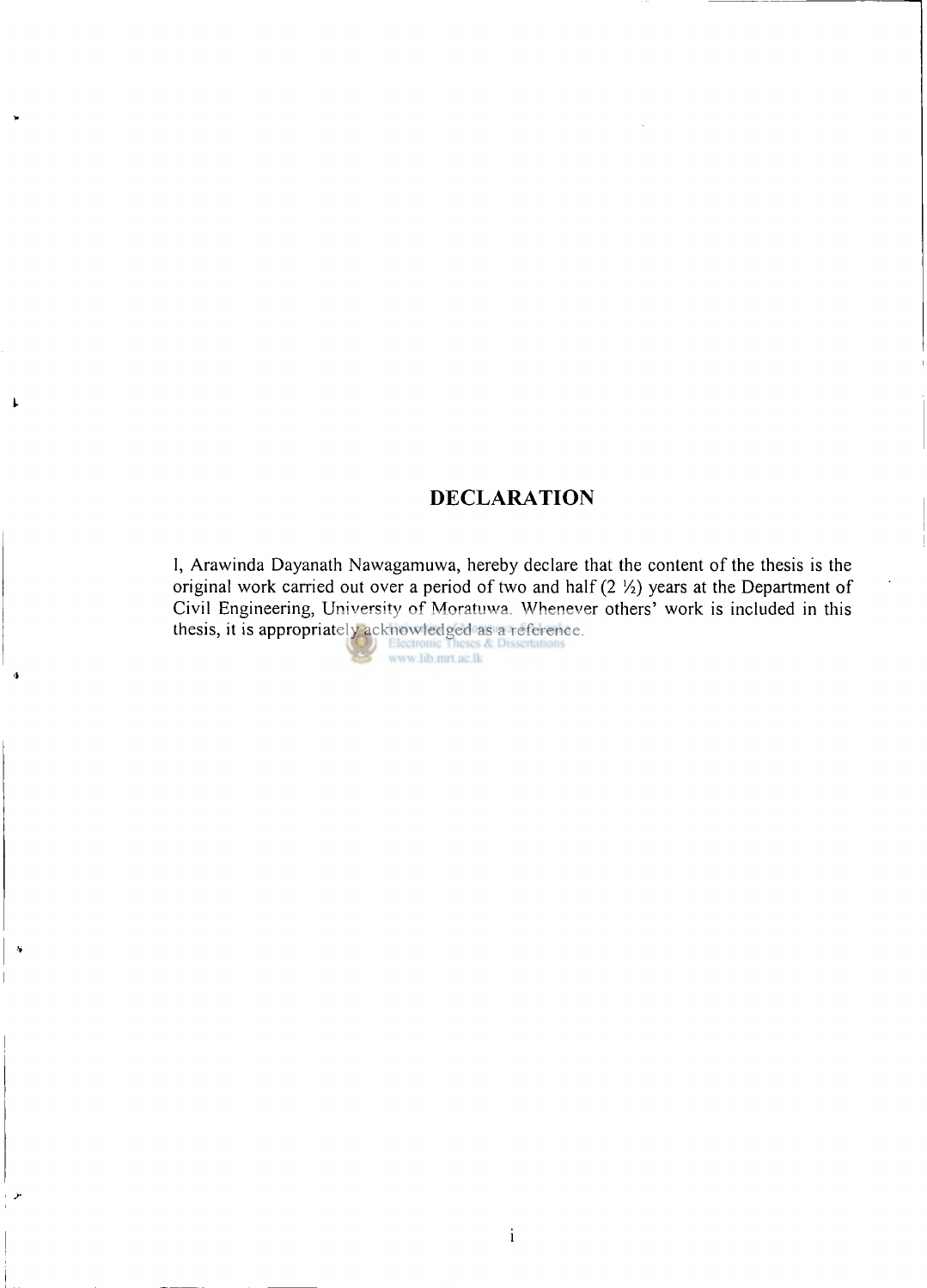# DECLARATION

I, Arawinda Dayanath Nawagamuwa, hereby declare that the content of the thesis is the original work carried out over a period of two and half (2 ½) years at the Department of Civil Engineering, University of Moratuwa. Whenever others' work is included in this thesis, it is appropriately acknowledged as a reference.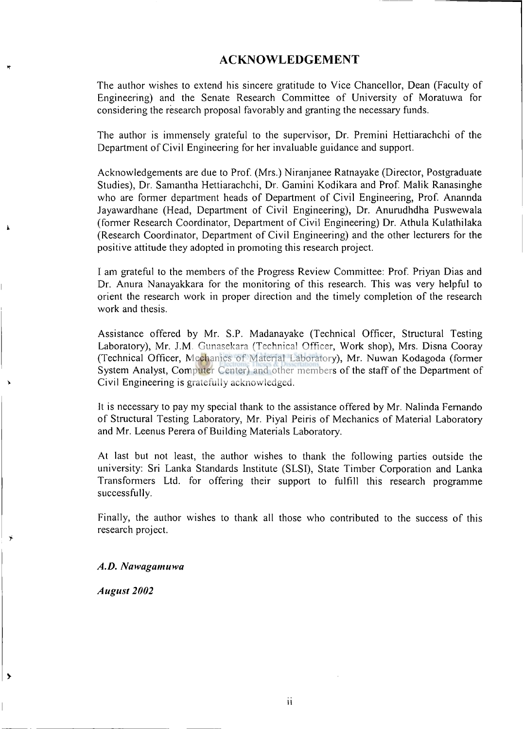# ACKNOWLEDGEMENT

The author wishes to extend his sincere gratitude to Vice Chancellor, Dean (Faculty of Engineering) and the Senate Research Committee of University of Moratuwa for considering the research proposal favorably and granting the necessary funds.

The author is immensely grateful to the supervisor, Dr. Premini Hettiarachchi of the Department of Civil Engineering for her invaluable guidance and support.

Acknowledgements are due to Prof. (Mrs.) Niranjanee Ratnayake (Director, Postgraduate Studies), Dr. Samantha Hettiarachchi, Dr. Gamini Kodikara and Prof. Malik Ranasinghe who are former department heads of Department of Civil Engineering, Prof. Anannda Jayawardhane (Head, Department of Civil Engineering), Dr. Anurudhdha Puswewala (former Research Coordinator, Department of Civil Engineering) Dr. Athula Kulathilaka (Research Coordinator, Department of Civil Engineering) and the other lecturers for the positive attitude they adopted in promoting this research project.

I am grateful to the members of the Progress Review Committee: Prof. Priyan Dias and Dr. Anura Nanayakkara for the monitoring of this research. This was very helpful to orient the research work in proper direction and the timely completion of the research work and thesis.

Assistance offered by Mr. S.P. Madanayake (Technical Officer, Structural Testing Laboratory), Mr. J.M. Gunasekara (Technical Officer, Work shop), Mrs. Disna Cooray (Technical Officer, Mechanics of Material Laboratory), Mr. Nuwan Kodagoda (former System Analyst, Computer Center) and other members of the staff of the Department of Civil Engineering is gratefully acknowledged.

It is necessary to pay my special thank to the assistance offered by Mr. Nalinda Fernando of Structural Testing Laboratory, Mr. Piyal Peiris of Mechanics of Material Laboratory and Mr. Leenus Perera of Building Materials Laboratory.

At last but not least, the author wishes to thank the following parties outside the university: Sri Lanka Standards Institute (SLSI), State Timber Corporation and Lanka Transformers Ltd. for offering their support to fulfill this research programme successfully.

Finally, the author wishes to thank all those who contributed to the success of this research project.

***A.D. Nawagamuwa***

***August 2002***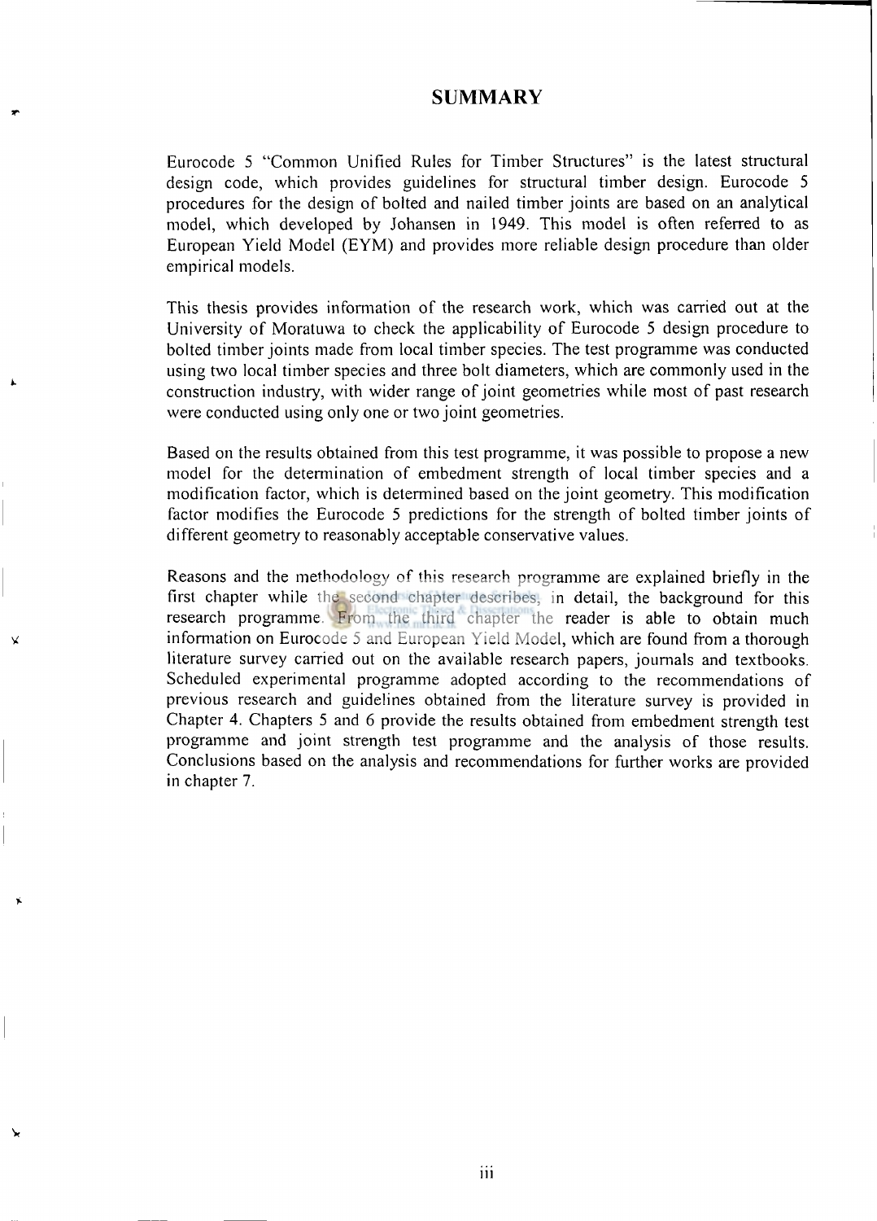# SUMMARY

Eurocode 5 "Common Unified Rules for Timber Structures" is the latest structural design code, which provides guidelines for structural timber design. Eurocode 5 procedures for the design of bolted and nailed timber joints are based on an analytical model, which developed by Johansen in 1949. This model is often referred to as European Yield Model (EYM) and provides more reliable design procedure than older empirical models.

This thesis provides information of the research work, which was carried out at the University of Moratuwa to check the applicability of Eurocode 5 design procedure to bolted timber joints made from local timber species. The test programme was conducted using two local timber species and three bolt diameters, which are commonly used in the construction industry, with wider range of joint geometries while most of past research were conducted using only one or two joint geometries.

Based on the results obtained from this test programme, it was possible to propose a new model for the determination of embedment strength of local timber species and a modification factor, which is determined based on the joint geometry. This modification factor modifies the Eurocode 5 predictions for the strength of bolted timber joints of different geometry to reasonably acceptable conservative values.

Reasons and the methodology of this research programme are explained briefly in the first chapter while the second chapter describes, in detail, the background for this research programme. From the third chapter the reader is able to obtain much information on Eurocode 5 and European Yield Model, which are found from a thorough literature survey carried out on the available research papers, journals and textbooks. Scheduled experimental programme adopted according to the recommendations of previous research and guidelines obtained from the literature survey is provided in Chapter 4. Chapters 5 and 6 provide the results obtained from embedment strength test programme and joint strength test programme and the analysis of those results. Conclusions based on the analysis and recommendations for further works are provided in chapter 7.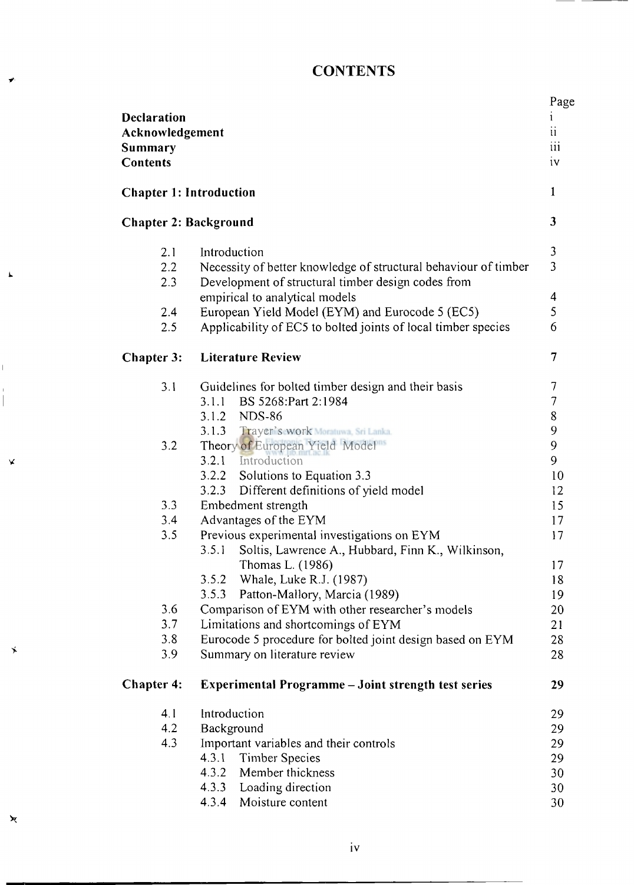# CONTENTS

| | | Page |
|---|---|---|
| **Declaration** | | i |
| **Acknowledgement** | | ii |
| **Summary** | | iii |
| **Contents** | | iv |
| **Chapter 1: Introduction** | | **1** |
| **Chapter 2: Background** | | **3** |
| 2.1 | Introduction | 3 |
| 2.2 | Necessity of better knowledge of structural behaviour of timber | 3 |
| 2.3 | Development of structural timber design codes from empirical to analytical models | 4 |
| 2.4 | European Yield Model (EYM) and Eurocode 5 (EC5) | 5 |
| 2.5 | Applicability of EC5 to bolted joints of local timber species | 6 |
| **Chapter 3:** | **Literature Review** | **7** |
| 3.1 | Guidelines for bolted timber design and their basis | 7 |
| | 3.1.1 BS 5268:Part 2:1984 | 7 |
| | 3.1.2 NDS-86 | 8 |
| | 3.1.3 Trayer's work | 9 |
| 3.2 | Theory of European Yield Model | 9 |
| | 3.2.1 Introduction | 9 |
| | 3.2.2 Solutions to Equation 3.3 | 10 |
| | 3.2.3 Different definitions of yield model | 12 |
| 3.3 | Embedment strength | 15 |
| 3.4 | Advantages of the EYM | 17 |
| 3.5 | Previous experimental investigations on EYM | 17 |
| | 3.5.1 Soltis, Lawrence A., Hubbard, Finn K., Wilkinson, Thomas L. (1986) | 17 |
| | 3.5.2 Whale, Luke R.J. (1987) | 18 |
| | 3.5.3 Patton-Mallory, Marcia (1989) | 19 |
| 3.6 | Comparison of EYM with other researcher's models | 20 |
| 3.7 | Limitations and shortcomings of EYM | 21 |
| 3.8 | Eurocode 5 procedure for bolted joint design based on EYM | 28 |
| 3.9 | Summary on literature review | 28 |
| **Chapter 4:** | **Experimental Programme – Joint strength test series** | **29** |
| 4.1 | Introduction | 29 |
| 4.2 | Background | 29 |
| 4.3 | Important variables and their controls | 29 |
| | 4.3.1 Timber Species | 29 |
| | 4.3.2 Member thickness | 30 |
| | 4.3.3 Loading direction | 30 |
| | 4.3.4 Moisture content | 30 |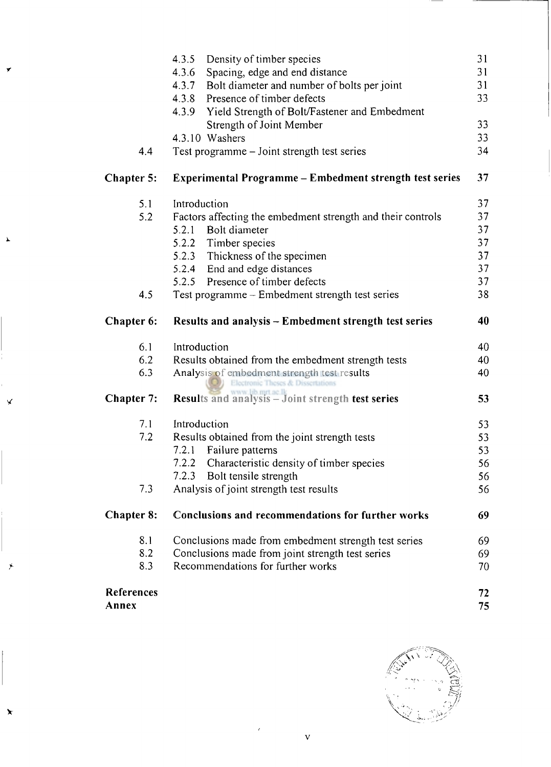| | | |
|---|---|---|
| | 4.3.5 Density of timber species | 31 |
| | 4.3.6 Spacing, edge and end distance | 31 |
| | 4.3.7 Bolt diameter and number of bolts per joint | 31 |
| | 4.3.8 Presence of timber defects | 33 |
| | 4.3.9 Yield Strength of Bolt/Fastener and Embedment Strength of Joint Member | 33 |
| | 4.3.10 Washers | 33 |
| 4.4 | Test programme – Joint strength test series | 34 |
| **Chapter 5:** | **Experimental Programme – Embedment strength test series** | **37** |
| 5.1 | Introduction | 37 |
| 5.2 | Factors affecting the embedment strength and their controls | 37 |
| | 5.2.1 Bolt diameter | 37 |
| | 5.2.2 Timber species | 37 |
| | 5.2.3 Thickness of the specimen | 37 |
| | 5.2.4 End and edge distances | 37 |
| | 5.2.5 Presence of timber defects | 37 |
| 4.5 | Test programme – Embedment strength test series | 38 |
| **Chapter 6:** | **Results and analysis – Embedment strength test series** | **40** |
| 6.1 | Introduction | 40 |
| 6.2 | Results obtained from the embedment strength tests | 40 |
| 6.3 | Analysis of embedment strength test results | 40 |
| **Chapter 7:** | **Results and analysis – Joint strength test series** | **53** |
| 7.1 | Introduction | 53 |
| 7.2 | Results obtained from the joint strength tests | 53 |
| | 7.2.1 Failure patterns | 53 |
| | 7.2.2 Characteristic density of timber species | 56 |
| | 7.2.3 Bolt tensile strength | 56 |
| 7.3 | Analysis of joint strength test results | 56 |
| **Chapter 8:** | **Conclusions and recommendations for further works** | **69** |
| 8.1 | Conclusions made from embedment strength test series | 69 |
| 8.2 | Conclusions made from joint strength test series | 69 |
| 8.3 | Recommendations for further works | 70 |
| **References** | | **72** |
| **Annex** | | **75** |